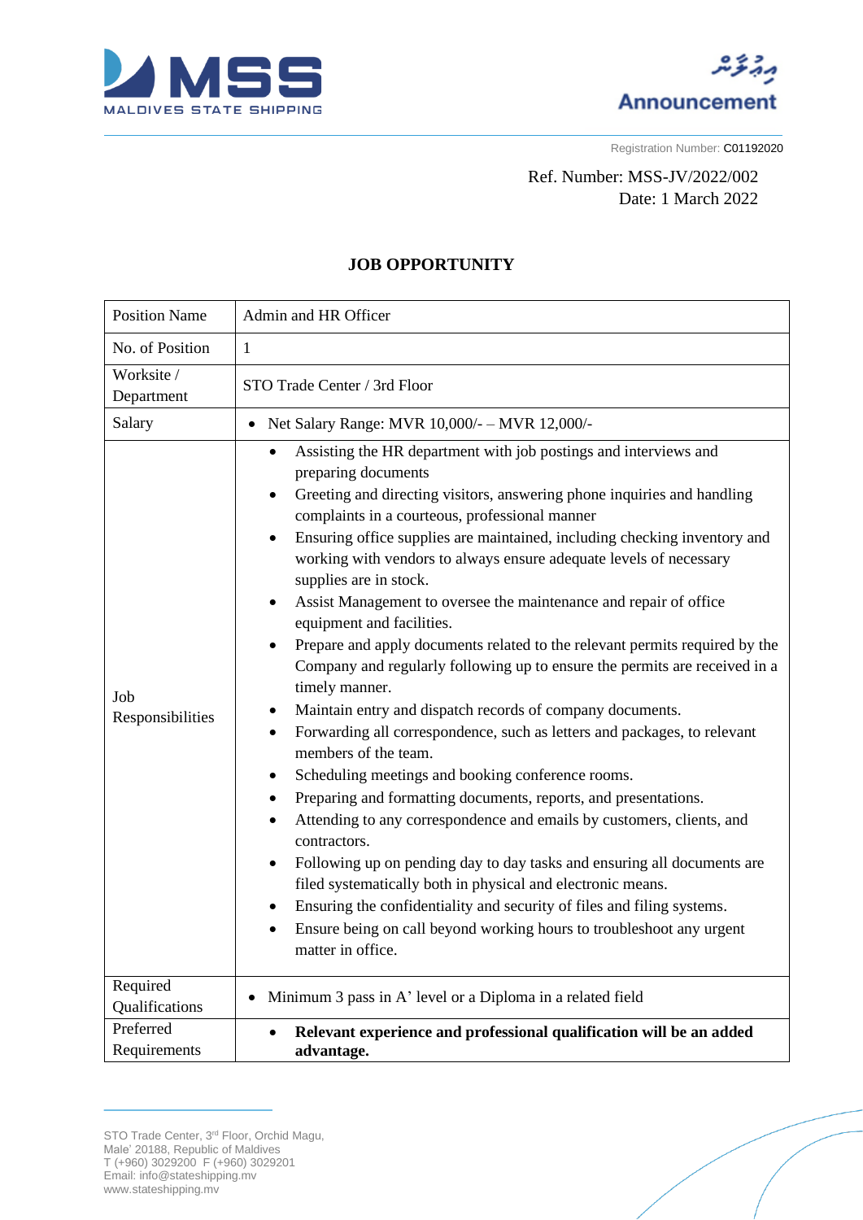MALDIVES STATE SHIPPING

މުއްލަތު
Announcement

Registration Number: C01192020

Ref. Number: MSS-JV/2022/002
Date: 1 March 2022

## JOB OPPORTUNITY

| Position Name | Admin and HR Officer |
|---|---|
| No. of Position | 1 |
| Worksite / Department | STO Trade Center / 3rd Floor |
| Salary | • Net Salary Range: MVR 10,000/- – MVR 12,000/- |
| Job Responsibilities | • Assisting the HR department with job postings and interviews and preparing documents<br>• Greeting and directing visitors, answering phone inquiries and handling complaints in a courteous, professional manner<br>• Ensuring office supplies are maintained, including checking inventory and working with vendors to always ensure adequate levels of necessary supplies are in stock.<br>• Assist Management to oversee the maintenance and repair of office equipment and facilities.<br>• Prepare and apply documents related to the relevant permits required by the Company and regularly following up to ensure the permits are received in a timely manner.<br>• Maintain entry and dispatch records of company documents.<br>• Forwarding all correspondence, such as letters and packages, to relevant members of the team.<br>• Scheduling meetings and booking conference rooms.<br>• Preparing and formatting documents, reports, and presentations.<br>• Attending to any correspondence and emails by customers, clients, and contractors.<br>• Following up on pending day to day tasks and ensuring all documents are filed systematically both in physical and electronic means.<br>• Ensuring the confidentiality and security of files and filing systems.<br>• Ensure being on call beyond working hours to troubleshoot any urgent matter in office. |
| Required Qualifications | • Minimum 3 pass in A' level or a Diploma in a related field |
| Preferred Requirements | • **Relevant experience and professional qualification will be an added advantage.** |

STO Trade Center, 3rd Floor, Orchid Magu,
Male' 20188, Republic of Maldives
T (+960) 3029200 F (+960) 3029201
Email: info@stateshipping.mv
www.stateshipping.mv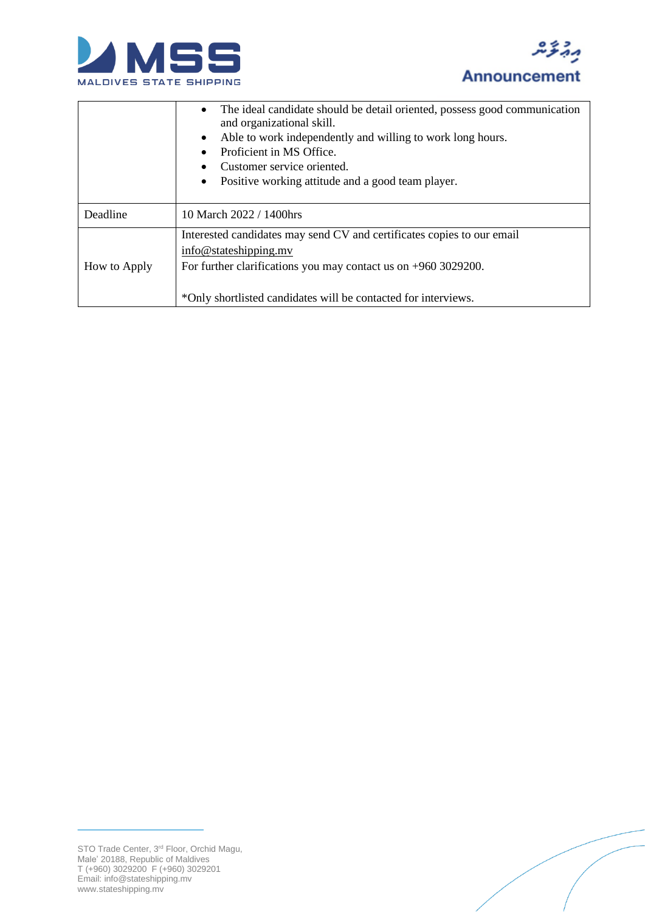| | |
|---|---|
| | • The ideal candidate should be detail oriented, possess good communication and organizational skill.<br>• Able to work independently and willing to work long hours.<br>• Proficient in MS Office.<br>• Customer service oriented.<br>• Positive working attitude and a good team player. |
| Deadline | 10 March 2022 / 1400hrs |
| How to Apply | Interested candidates may send CV and certificates copies to our email info@stateshipping.mv<br>For further clarifications you may contact us on +960 3029200.<br><br>*Only shortlisted candidates will be contacted for interviews. |